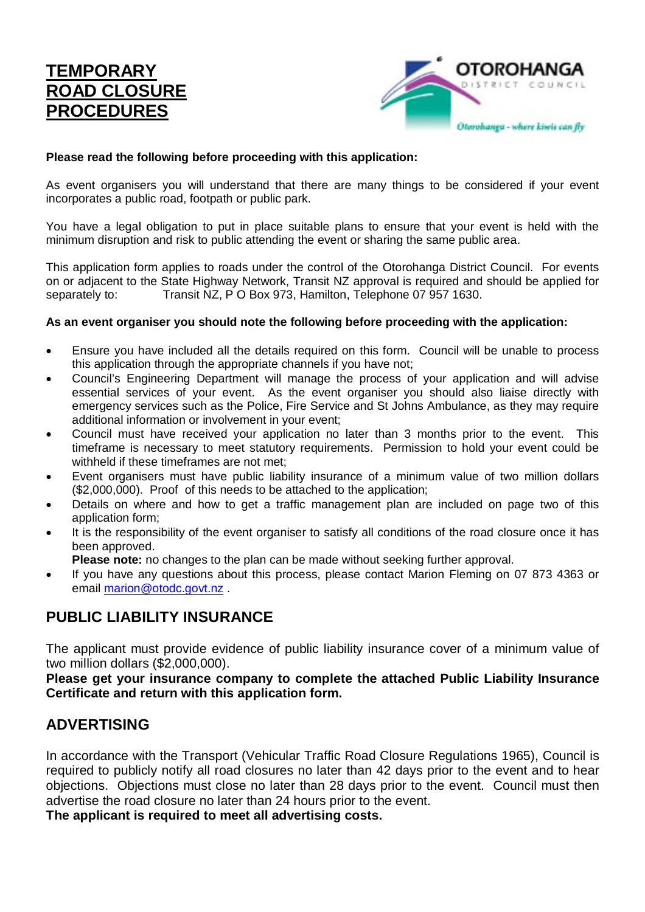# TEMPORARY ROAD CLOSURE PROCEDURES

OTOROHANGA DISTRICT COUNCIL

*Otorohanga - where kiwis can fly*

**Please read the following before proceeding with this application:**

As event organisers you will understand that there are many things to be considered if your event incorporates a public road, footpath or public park.

You have a legal obligation to put in place suitable plans to ensure that your event is held with the minimum disruption and risk to public attending the event or sharing the same public area.

This application form applies to roads under the control of the Otorohanga District Council. For events on or adjacent to the State Highway Network, Transit NZ approval is required and should be applied for separately to: Transit NZ, P O Box 973, Hamilton, Telephone 07 957 1630.

**As an event organiser you should note the following before proceeding with the application:**

- Ensure you have included all the details required on this form. Council will be unable to process this application through the appropriate channels if you have not;
- Council's Engineering Department will manage the process of your application and will advise essential services of your event. As the event organiser you should also liaise directly with emergency services such as the Police, Fire Service and St Johns Ambulance, as they may require additional information or involvement in your event;
- Council must have received your application no later than 3 months prior to the event. This timeframe is necessary to meet statutory requirements. Permission to hold your event could be withheld if these timeframes are not met;
- Event organisers must have public liability insurance of a minimum value of two million dollars ($2,000,000). Proof of this needs to be attached to the application;
- Details on where and how to get a traffic management plan are included on page two of this application form;
- It is the responsibility of the event organiser to satisfy all conditions of the road closure once it has been approved.
  **Please note:** no changes to the plan can be made without seeking further approval.
- If you have any questions about this process, please contact Marion Fleming on 07 873 4363 or email marion@otodc.govt.nz .

## PUBLIC LIABILITY INSURANCE

The applicant must provide evidence of public liability insurance cover of a minimum value of two million dollars ($2,000,000).

**Please get your insurance company to complete the attached Public Liability Insurance Certificate and return with this application form.**

## ADVERTISING

In accordance with the Transport (Vehicular Traffic Road Closure Regulations 1965), Council is required to publicly notify all road closures no later than 42 days prior to the event and to hear objections. Objections must close no later than 28 days prior to the event. Council must then advertise the road closure no later than 24 hours prior to the event.

**The applicant is required to meet all advertising costs.**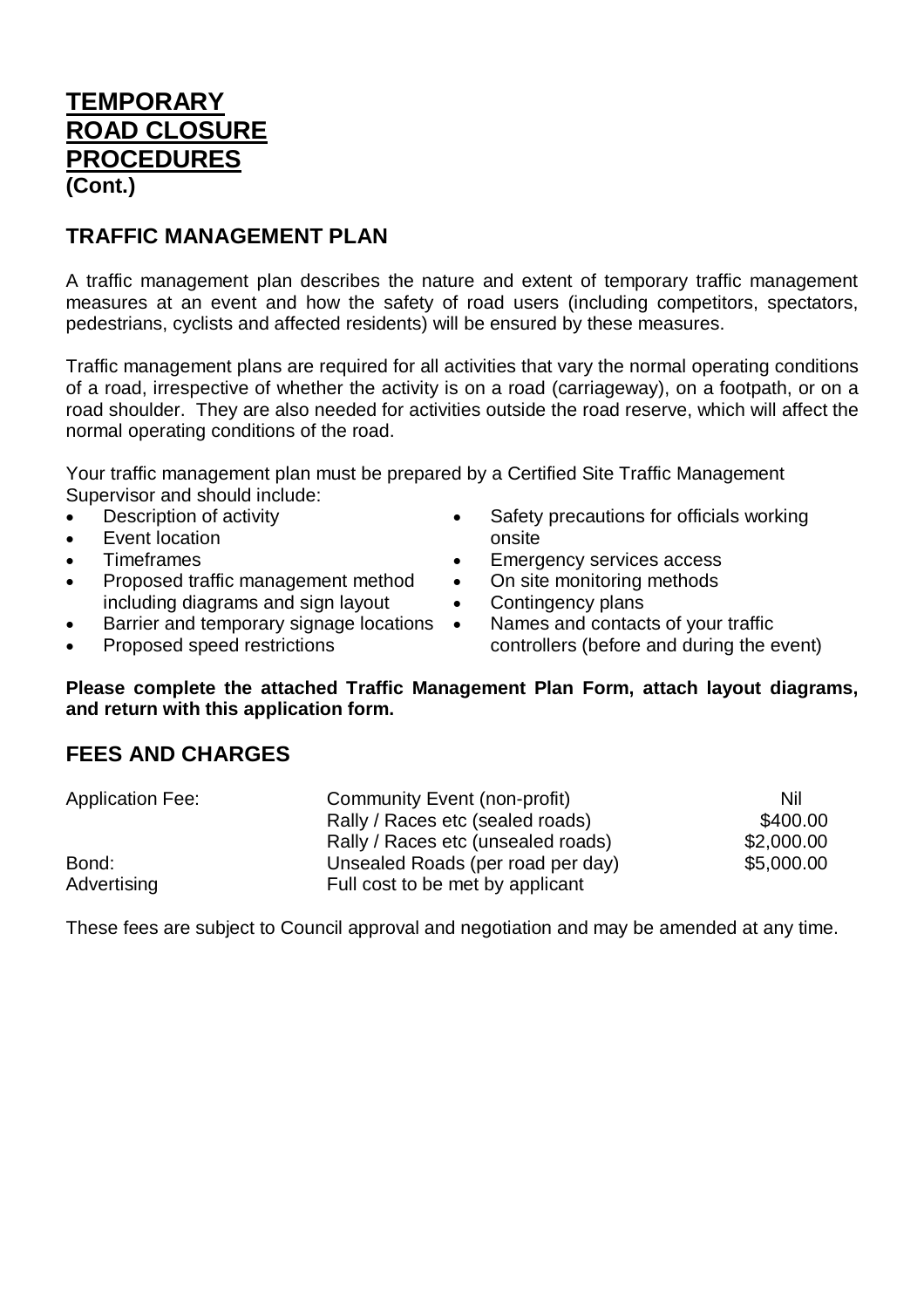# TEMPORARY ROAD CLOSURE PROCEDURES
**(Cont.)**

## TRAFFIC MANAGEMENT PLAN

A traffic management plan describes the nature and extent of temporary traffic management measures at an event and how the safety of road users (including competitors, spectators, pedestrians, cyclists and affected residents) will be ensured by these measures.

Traffic management plans are required for all activities that vary the normal operating conditions of a road, irrespective of whether the activity is on a road (carriageway), on a footpath, or on a road shoulder. They are also needed for activities outside the road reserve, which will affect the normal operating conditions of the road.

Your traffic management plan must be prepared by a Certified Site Traffic Management Supervisor and should include:

- Description of activity
- Event location
- Timeframes
- Proposed traffic management method including diagrams and sign layout
- Barrier and temporary signage locations
- Proposed speed restrictions
- Safety precautions for officials working onsite
- Emergency services access
- On site monitoring methods
- Contingency plans
- Names and contacts of your traffic controllers (before and during the event)

**Please complete the attached Traffic Management Plan Form, attach layout diagrams, and return with this application form.**

## FEES AND CHARGES

| | | |
|---|---|---|
| Application Fee: | Community Event (non-profit) | Nil |
| | Rally / Races etc (sealed roads) | $400.00 |
| | Rally / Races etc (unsealed roads) | $2,000.00 |
| Bond: | Unsealed Roads (per road per day) | $5,000.00 |
| Advertising | Full cost to be met by applicant | |

These fees are subject to Council approval and negotiation and may be amended at any time.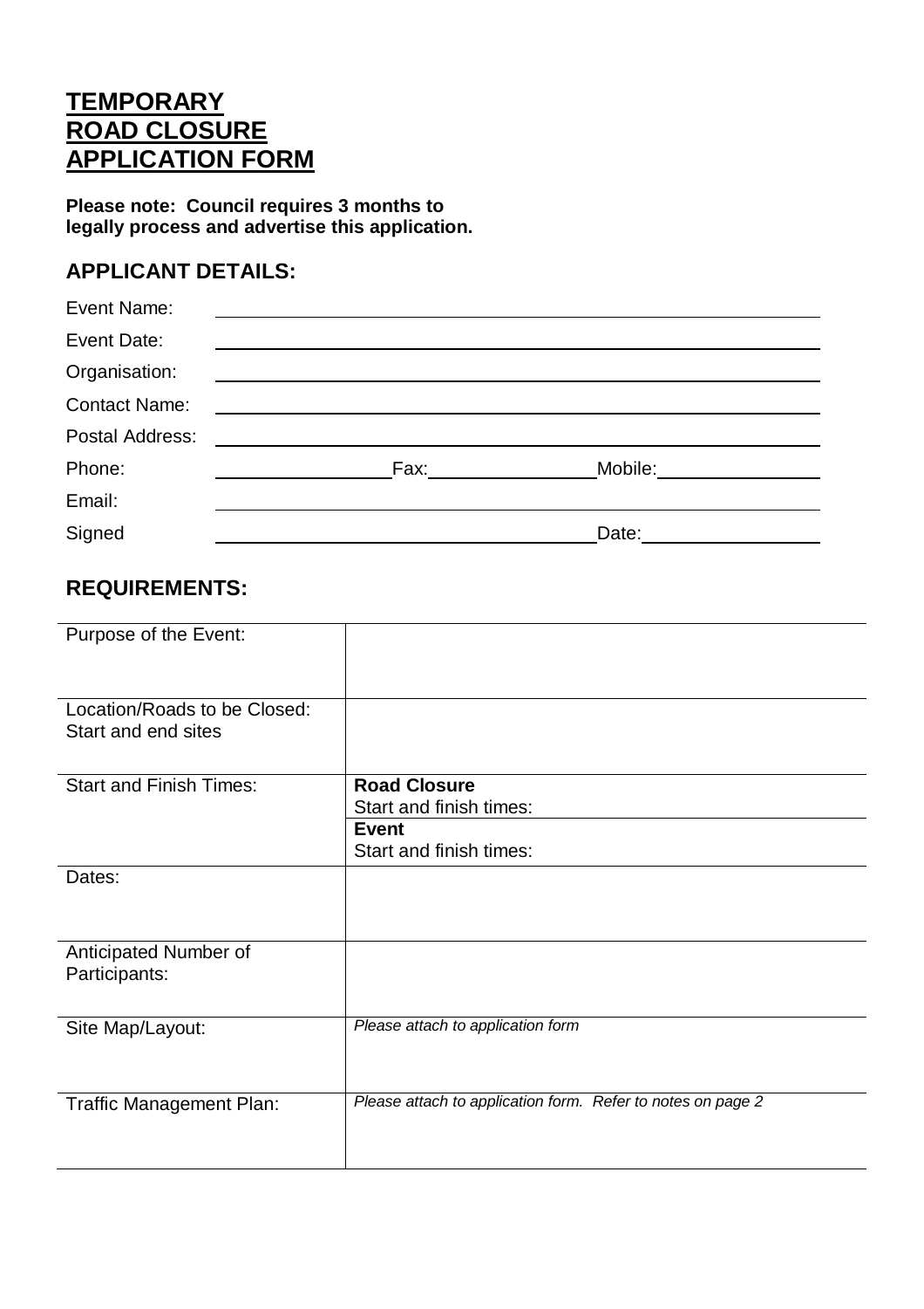# **TEMPORARY ROAD CLOSURE APPLICATION FORM**

**Please note: Council requires 3 months to legally process and advertise this application.**

## APPLICANT DETAILS:

Event Name: \_\_\_\_\_\_\_\_\_\_\_\_\_\_\_\_\_\_\_\_\_\_\_\_\_\_\_\_\_\_\_\_\_\_\_\_\_\_\_\_

Event Date: \_\_\_\_\_\_\_\_\_\_\_\_\_\_\_\_\_\_\_\_\_\_\_\_\_\_\_\_\_\_\_\_\_\_\_\_\_\_\_\_

Organisation: \_\_\_\_\_\_\_\_\_\_\_\_\_\_\_\_\_\_\_\_\_\_\_\_\_\_\_\_\_\_\_\_\_\_\_\_\_\_\_\_

Contact Name: \_\_\_\_\_\_\_\_\_\_\_\_\_\_\_\_\_\_\_\_\_\_\_\_\_\_\_\_\_\_\_\_\_\_\_\_\_\_\_\_

Postal Address: \_\_\_\_\_\_\_\_\_\_\_\_\_\_\_\_\_\_\_\_\_\_\_\_\_\_\_\_\_\_\_\_\_\_\_\_\_\_\_\_

Phone: \_\_\_\_\_\_\_\_\_\_\_\_ Fax: \_\_\_\_\_\_\_\_\_\_\_\_ Mobile: \_\_\_\_\_\_\_\_\_\_\_\_

Email: \_\_\_\_\_\_\_\_\_\_\_\_\_\_\_\_\_\_\_\_\_\_\_\_\_\_\_\_\_\_\_\_\_\_\_\_\_\_\_\_

Signed \_\_\_\_\_\_\_\_\_\_\_\_\_\_\_\_\_\_\_\_\_\_\_\_ Date: \_\_\_\_\_\_\_\_\_\_\_\_

## REQUIREMENTS:

| | |
|---|---|
| Purpose of the Event: | |
| Location/Roads to be Closed: Start and end sites | |
| Start and Finish Times: | **Road Closure** Start and finish times: |
| | **Event** Start and finish times: |
| Dates: | |
| Anticipated Number of Participants: | |
| Site Map/Layout: | *Please attach to application form* |
| Traffic Management Plan: | *Please attach to application form. Refer to notes on page 2* |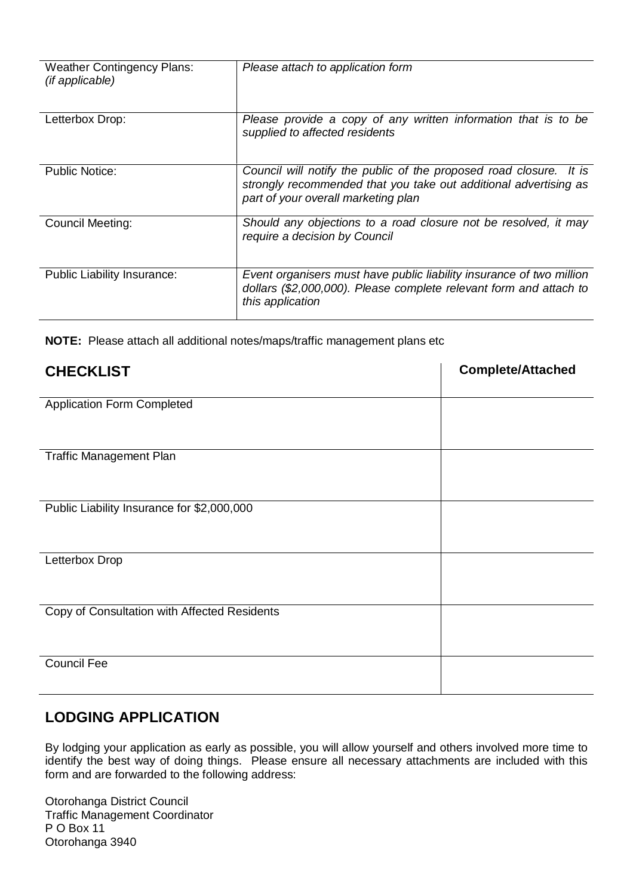| | |
|---|---|
| Weather Contingency Plans: *(if applicable)* | *Please attach to application form* |
| Letterbox Drop: | *Please provide a copy of any written information that is to be supplied to affected residents* |
| Public Notice: | *Council will notify the public of the proposed road closure. It is strongly recommended that you take out additional advertising as part of your overall marketing plan* |
| Council Meeting: | *Should any objections to a road closure not be resolved, it may require a decision by Council* |
| Public Liability Insurance: | *Event organisers must have public liability insurance of two million dollars ($2,000,000). Please complete relevant form and attach to this application* |

**NOTE:** Please attach all additional notes/maps/traffic management plans etc

| **CHECKLIST** | **Complete/Attached** |
|---|---|
| Application Form Completed | |
| Traffic Management Plan | |
| Public Liability Insurance for $2,000,000 | |
| Letterbox Drop | |
| Copy of Consultation with Affected Residents | |
| Council Fee | |

## LODGING APPLICATION

By lodging your application as early as possible, you will allow yourself and others involved more time to identify the best way of doing things. Please ensure all necessary attachments are included with this form and are forwarded to the following address:

Otorohanga District Council  
Traffic Management Coordinator  
P O Box 11  
Otorohanga 3940